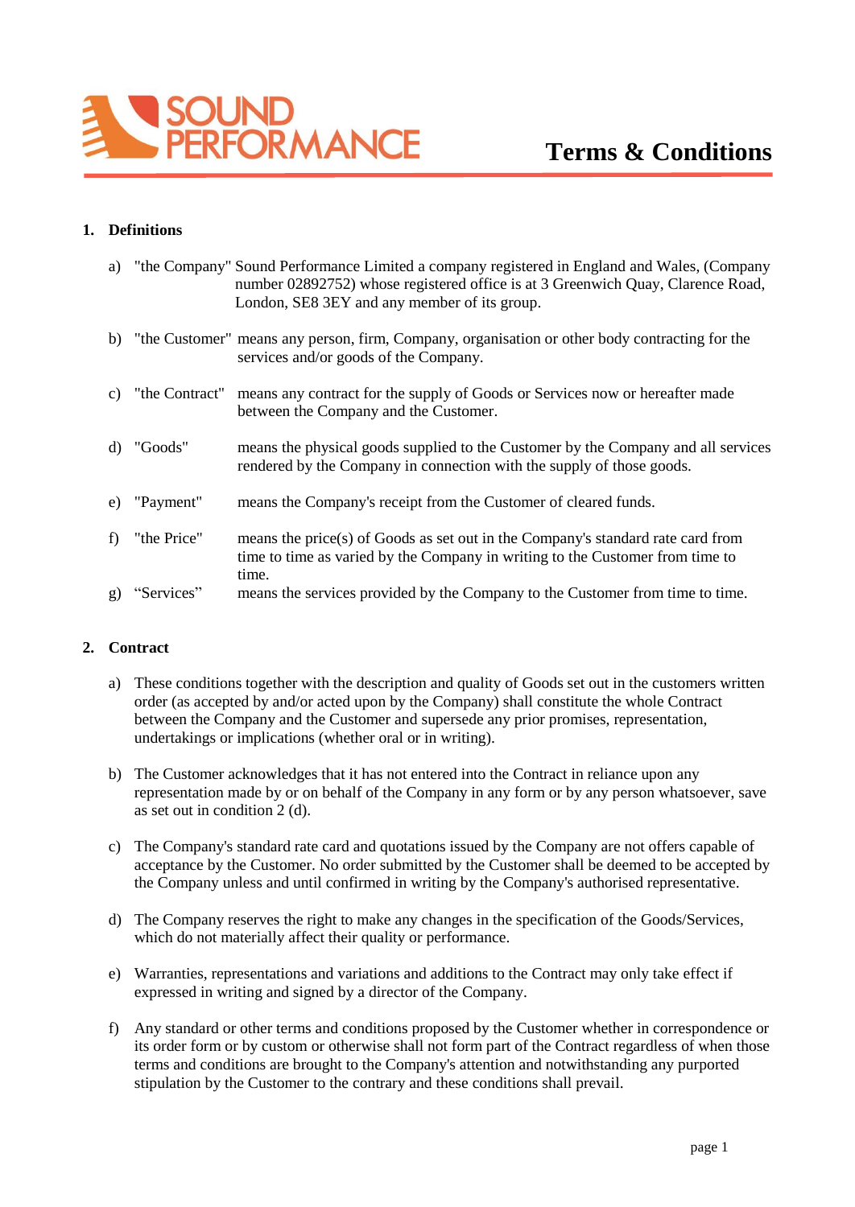# Terms & Conditions

## 1. Definitions

a) "the Company" Sound Performance Limited a company registered in England and Wales, (Company number 02892752) whose registered office is at 3 Greenwich Quay, Clarence Road, London, SE8 3EY and any member of its group.

b) "the Customer" means any person, firm, Company, organisation or other body contracting for the services and/or goods of the Company.

c) "the Contract" means any contract for the supply of Goods or Services now or hereafter made between the Company and the Customer.

d) "Goods" means the physical goods supplied to the Customer by the Company and all services rendered by the Company in connection with the supply of those goods.

e) "Payment" means the Company's receipt from the Customer of cleared funds.

f) "the Price" means the price(s) of Goods as set out in the Company's standard rate card from time to time as varied by the Company in writing to the Customer from time to time.

g) "Services" means the services provided by the Company to the Customer from time to time.

## 2. Contract

a) These conditions together with the description and quality of Goods set out in the customers written order (as accepted by and/or acted upon by the Company) shall constitute the whole Contract between the Company and the Customer and supersede any prior promises, representation, undertakings or implications (whether oral or in writing).

b) The Customer acknowledges that it has not entered into the Contract in reliance upon any representation made by or on behalf of the Company in any form or by any person whatsoever, save as set out in condition 2 (d).

c) The Company's standard rate card and quotations issued by the Company are not offers capable of acceptance by the Customer. No order submitted by the Customer shall be deemed to be accepted by the Company unless and until confirmed in writing by the Company's authorised representative.

d) The Company reserves the right to make any changes in the specification of the Goods/Services, which do not materially affect their quality or performance.

e) Warranties, representations and variations and additions to the Contract may only take effect if expressed in writing and signed by a director of the Company.

f) Any standard or other terms and conditions proposed by the Customer whether in correspondence or its order form or by custom or otherwise shall not form part of the Contract regardless of when those terms and conditions are brought to the Company's attention and notwithstanding any purported stipulation by the Customer to the contrary and these conditions shall prevail.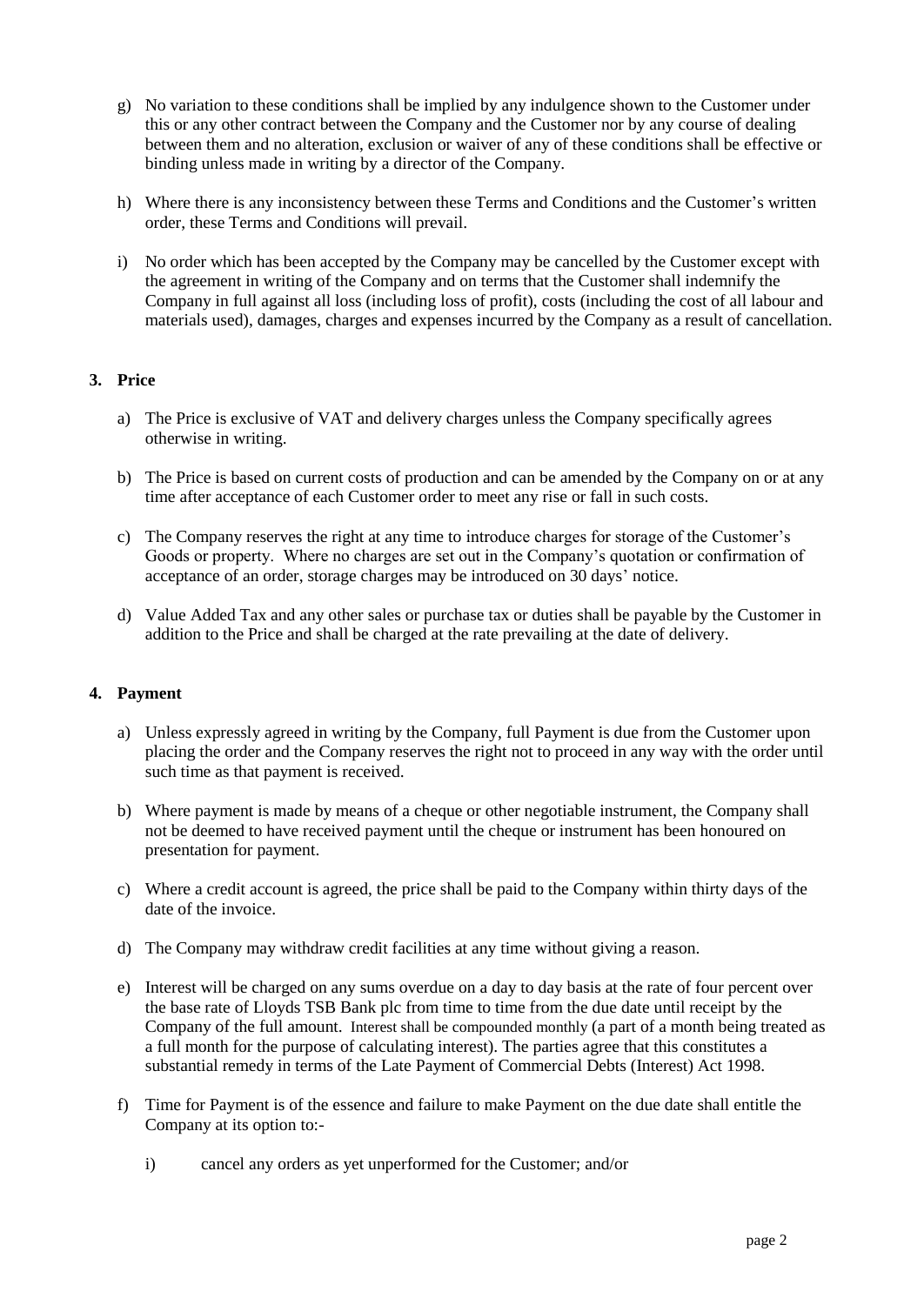g) No variation to these conditions shall be implied by any indulgence shown to the Customer under this or any other contract between the Company and the Customer nor by any course of dealing between them and no alteration, exclusion or waiver of any of these conditions shall be effective or binding unless made in writing by a director of the Company.

h) Where there is any inconsistency between these Terms and Conditions and the Customer's written order, these Terms and Conditions will prevail.

i) No order which has been accepted by the Company may be cancelled by the Customer except with the agreement in writing of the Company and on terms that the Customer shall indemnify the Company in full against all loss (including loss of profit), costs (including the cost of all labour and materials used), damages, charges and expenses incurred by the Company as a result of cancellation.

## 3. Price

a) The Price is exclusive of VAT and delivery charges unless the Company specifically agrees otherwise in writing.

b) The Price is based on current costs of production and can be amended by the Company on or at any time after acceptance of each Customer order to meet any rise or fall in such costs.

c) The Company reserves the right at any time to introduce charges for storage of the Customer's Goods or property. Where no charges are set out in the Company's quotation or confirmation of acceptance of an order, storage charges may be introduced on 30 days' notice.

d) Value Added Tax and any other sales or purchase tax or duties shall be payable by the Customer in addition to the Price and shall be charged at the rate prevailing at the date of delivery.

## 4. Payment

a) Unless expressly agreed in writing by the Company, full Payment is due from the Customer upon placing the order and the Company reserves the right not to proceed in any way with the order until such time as that payment is received.

b) Where payment is made by means of a cheque or other negotiable instrument, the Company shall not be deemed to have received payment until the cheque or instrument has been honoured on presentation for payment.

c) Where a credit account is agreed, the price shall be paid to the Company within thirty days of the date of the invoice.

d) The Company may withdraw credit facilities at any time without giving a reason.

e) Interest will be charged on any sums overdue on a day to day basis at the rate of four percent over the base rate of Lloyds TSB Bank plc from time to time from the due date until receipt by the Company of the full amount. Interest shall be compounded monthly (a part of a month being treated as a full month for the purpose of calculating interest). The parties agree that this constitutes a substantial remedy in terms of the Late Payment of Commercial Debts (Interest) Act 1998.

f) Time for Payment is of the essence and failure to make Payment on the due date shall entitle the Company at its option to:-

   i) cancel any orders as yet unperformed for the Customer; and/or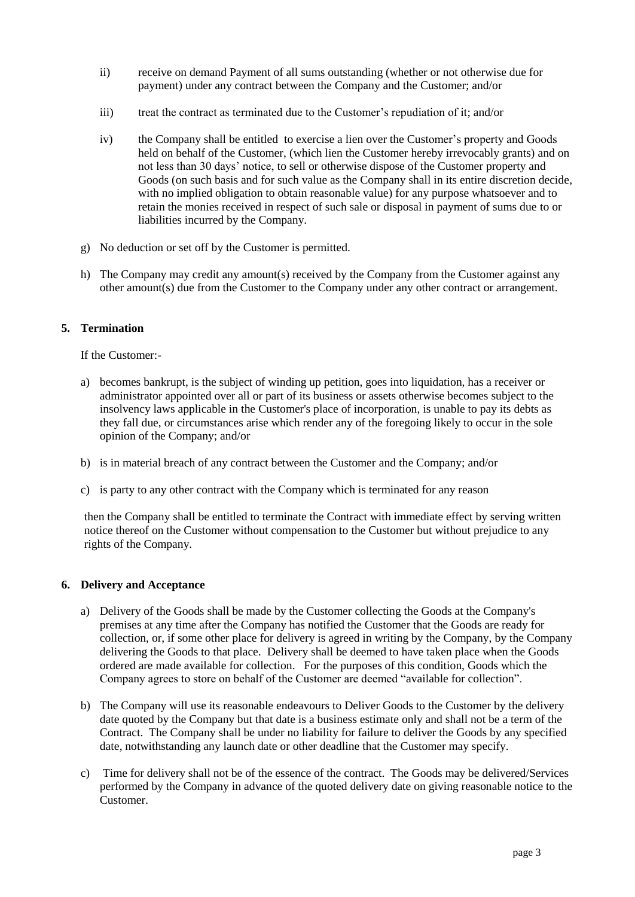ii) receive on demand Payment of all sums outstanding (whether or not otherwise due for payment) under any contract between the Company and the Customer; and/or

iii) treat the contract as terminated due to the Customer's repudiation of it; and/or

iv) the Company shall be entitled to exercise a lien over the Customer's property and Goods held on behalf of the Customer, (which lien the Customer hereby irrevocably grants) and on not less than 30 days' notice, to sell or otherwise dispose of the Customer property and Goods (on such basis and for such value as the Company shall in its entire discretion decide, with no implied obligation to obtain reasonable value) for any purpose whatsoever and to retain the monies received in respect of such sale or disposal in payment of sums due to or liabilities incurred by the Company.

g) No deduction or set off by the Customer is permitted.

h) The Company may credit any amount(s) received by the Company from the Customer against any other amount(s) due from the Customer to the Company under any other contract or arrangement.

## 5. Termination

If the Customer:-

a) becomes bankrupt, is the subject of winding up petition, goes into liquidation, has a receiver or administrator appointed over all or part of its business or assets otherwise becomes subject to the insolvency laws applicable in the Customer's place of incorporation, is unable to pay its debts as they fall due, or circumstances arise which render any of the foregoing likely to occur in the sole opinion of the Company; and/or

b) is in material breach of any contract between the Customer and the Company; and/or

c) is party to any other contract with the Company which is terminated for any reason

then the Company shall be entitled to terminate the Contract with immediate effect by serving written notice thereof on the Customer without compensation to the Customer but without prejudice to any rights of the Company.

## 6. Delivery and Acceptance

a) Delivery of the Goods shall be made by the Customer collecting the Goods at the Company's premises at any time after the Company has notified the Customer that the Goods are ready for collection, or, if some other place for delivery is agreed in writing by the Company, by the Company delivering the Goods to that place. Delivery shall be deemed to have taken place when the Goods ordered are made available for collection. For the purposes of this condition, Goods which the Company agrees to store on behalf of the Customer are deemed "available for collection".

b) The Company will use its reasonable endeavours to Deliver Goods to the Customer by the delivery date quoted by the Company but that date is a business estimate only and shall not be a term of the Contract. The Company shall be under no liability for failure to deliver the Goods by any specified date, notwithstanding any launch date or other deadline that the Customer may specify.

c) Time for delivery shall not be of the essence of the contract. The Goods may be delivered/Services performed by the Company in advance of the quoted delivery date on giving reasonable notice to the Customer.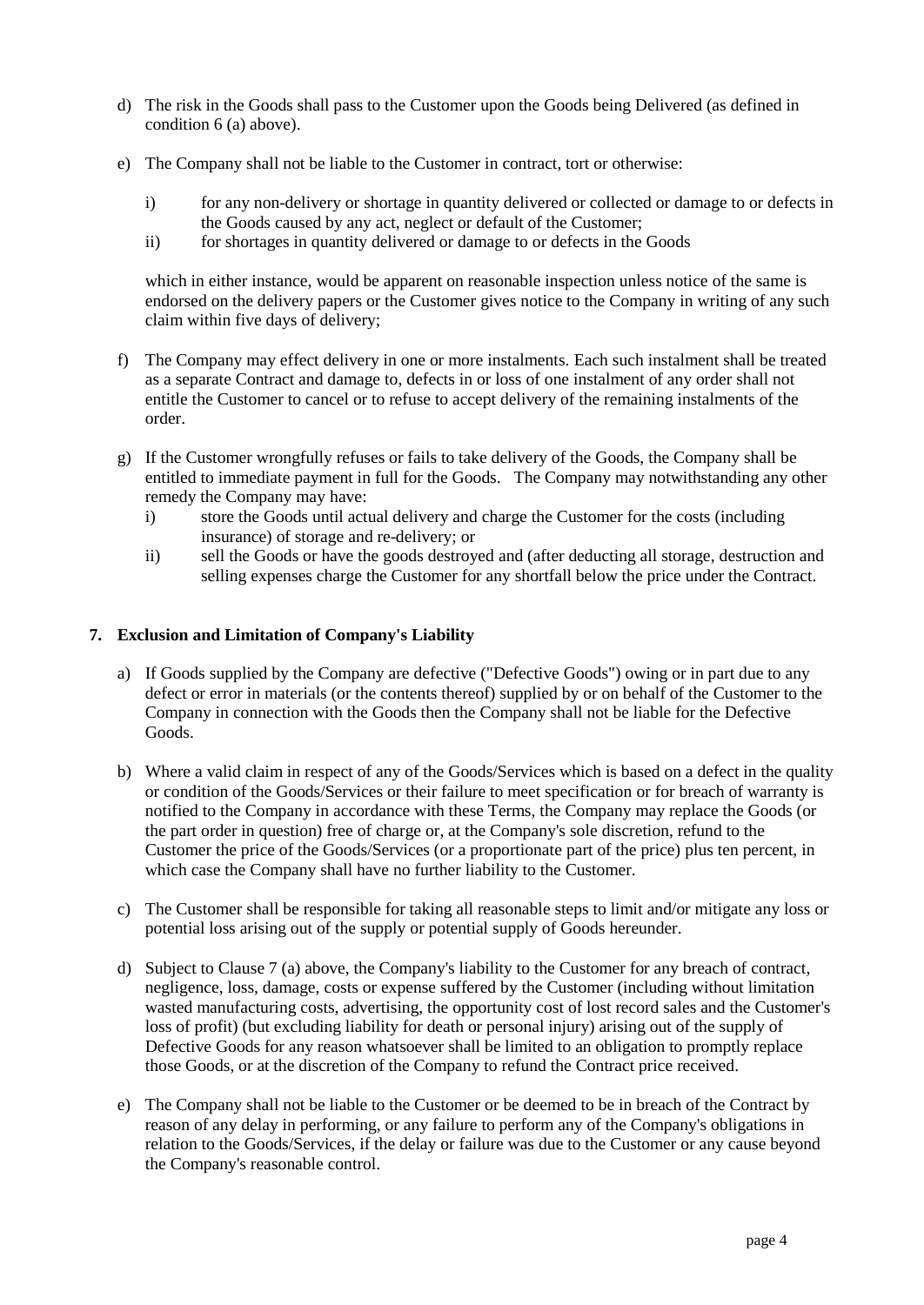d) The risk in the Goods shall pass to the Customer upon the Goods being Delivered (as defined in condition 6 (a) above).

e) The Company shall not be liable to the Customer in contract, tort or otherwise:

   i) for any non-delivery or shortage in quantity delivered or collected or damage to or defects in the Goods caused by any act, neglect or default of the Customer;
   
   ii) for shortages in quantity delivered or damage to or defects in the Goods

   which in either instance, would be apparent on reasonable inspection unless notice of the same is endorsed on the delivery papers or the Customer gives notice to the Company in writing of any such claim within five days of delivery;

f) The Company may effect delivery in one or more instalments. Each such instalment shall be treated as a separate Contract and damage to, defects in or loss of one instalment of any order shall not entitle the Customer to cancel or to refuse to accept delivery of the remaining instalments of the order.

g) If the Customer wrongfully refuses or fails to take delivery of the Goods, the Company shall be entitled to immediate payment in full for the Goods. The Company may notwithstanding any other remedy the Company may have:

   i) store the Goods until actual delivery and charge the Customer for the costs (including insurance) of storage and re-delivery; or
   
   ii) sell the Goods or have the goods destroyed and (after deducting all storage, destruction and selling expenses charge the Customer for any shortfall below the price under the Contract.

## 7. Exclusion and Limitation of Company's Liability

a) If Goods supplied by the Company are defective ("Defective Goods") owing or in part due to any defect or error in materials (or the contents thereof) supplied by or on behalf of the Customer to the Company in connection with the Goods then the Company shall not be liable for the Defective Goods.

b) Where a valid claim in respect of any of the Goods/Services which is based on a defect in the quality or condition of the Goods/Services or their failure to meet specification or for breach of warranty is notified to the Company in accordance with these Terms, the Company may replace the Goods (or the part order in question) free of charge or, at the Company's sole discretion, refund to the Customer the price of the Goods/Services (or a proportionate part of the price) plus ten percent, in which case the Company shall have no further liability to the Customer.

c) The Customer shall be responsible for taking all reasonable steps to limit and/or mitigate any loss or potential loss arising out of the supply or potential supply of Goods hereunder.

d) Subject to Clause 7 (a) above, the Company's liability to the Customer for any breach of contract, negligence, loss, damage, costs or expense suffered by the Customer (including without limitation wasted manufacturing costs, advertising, the opportunity cost of lost record sales and the Customer's loss of profit) (but excluding liability for death or personal injury) arising out of the supply of Defective Goods for any reason whatsoever shall be limited to an obligation to promptly replace those Goods, or at the discretion of the Company to refund the Contract price received.

e) The Company shall not be liable to the Customer or be deemed to be in breach of the Contract by reason of any delay in performing, or any failure to perform any of the Company's obligations in relation to the Goods/Services, if the delay or failure was due to the Customer or any cause beyond the Company's reasonable control.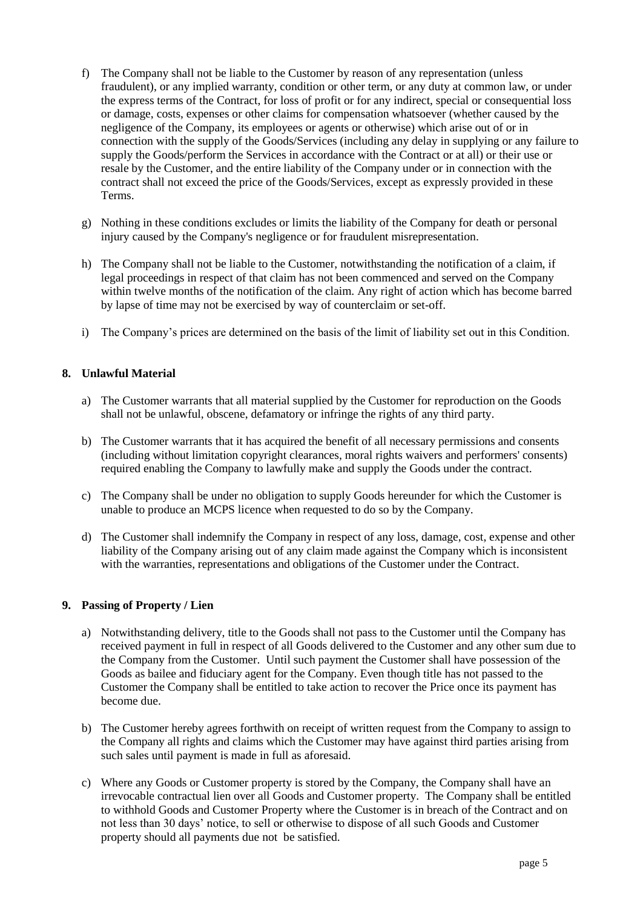f) The Company shall not be liable to the Customer by reason of any representation (unless fraudulent), or any implied warranty, condition or other term, or any duty at common law, or under the express terms of the Contract, for loss of profit or for any indirect, special or consequential loss or damage, costs, expenses or other claims for compensation whatsoever (whether caused by the negligence of the Company, its employees or agents or otherwise) which arise out of or in connection with the supply of the Goods/Services (including any delay in supplying or any failure to supply the Goods/perform the Services in accordance with the Contract or at all) or their use or resale by the Customer, and the entire liability of the Company under or in connection with the contract shall not exceed the price of the Goods/Services, except as expressly provided in these Terms.

g) Nothing in these conditions excludes or limits the liability of the Company for death or personal injury caused by the Company's negligence or for fraudulent misrepresentation.

h) The Company shall not be liable to the Customer, notwithstanding the notification of a claim, if legal proceedings in respect of that claim has not been commenced and served on the Company within twelve months of the notification of the claim. Any right of action which has become barred by lapse of time may not be exercised by way of counterclaim or set-off.

i) The Company's prices are determined on the basis of the limit of liability set out in this Condition.

**8. Unlawful Material**

a) The Customer warrants that all material supplied by the Customer for reproduction on the Goods shall not be unlawful, obscene, defamatory or infringe the rights of any third party.

b) The Customer warrants that it has acquired the benefit of all necessary permissions and consents (including without limitation copyright clearances, moral rights waivers and performers' consents) required enabling the Company to lawfully make and supply the Goods under the contract.

c) The Company shall be under no obligation to supply Goods hereunder for which the Customer is unable to produce an MCPS licence when requested to do so by the Company.

d) The Customer shall indemnify the Company in respect of any loss, damage, cost, expense and other liability of the Company arising out of any claim made against the Company which is inconsistent with the warranties, representations and obligations of the Customer under the Contract.

**9. Passing of Property / Lien**

a) Notwithstanding delivery, title to the Goods shall not pass to the Customer until the Company has received payment in full in respect of all Goods delivered to the Customer and any other sum due to the Company from the Customer. Until such payment the Customer shall have possession of the Goods as bailee and fiduciary agent for the Company. Even though title has not passed to the Customer the Company shall be entitled to take action to recover the Price once its payment has become due.

b) The Customer hereby agrees forthwith on receipt of written request from the Company to assign to the Company all rights and claims which the Customer may have against third parties arising from such sales until payment is made in full as aforesaid.

c) Where any Goods or Customer property is stored by the Company, the Company shall have an irrevocable contractual lien over all Goods and Customer property. The Company shall be entitled to withhold Goods and Customer Property where the Customer is in breach of the Contract and on not less than 30 days' notice, to sell or otherwise to dispose of all such Goods and Customer property should all payments due not be satisfied.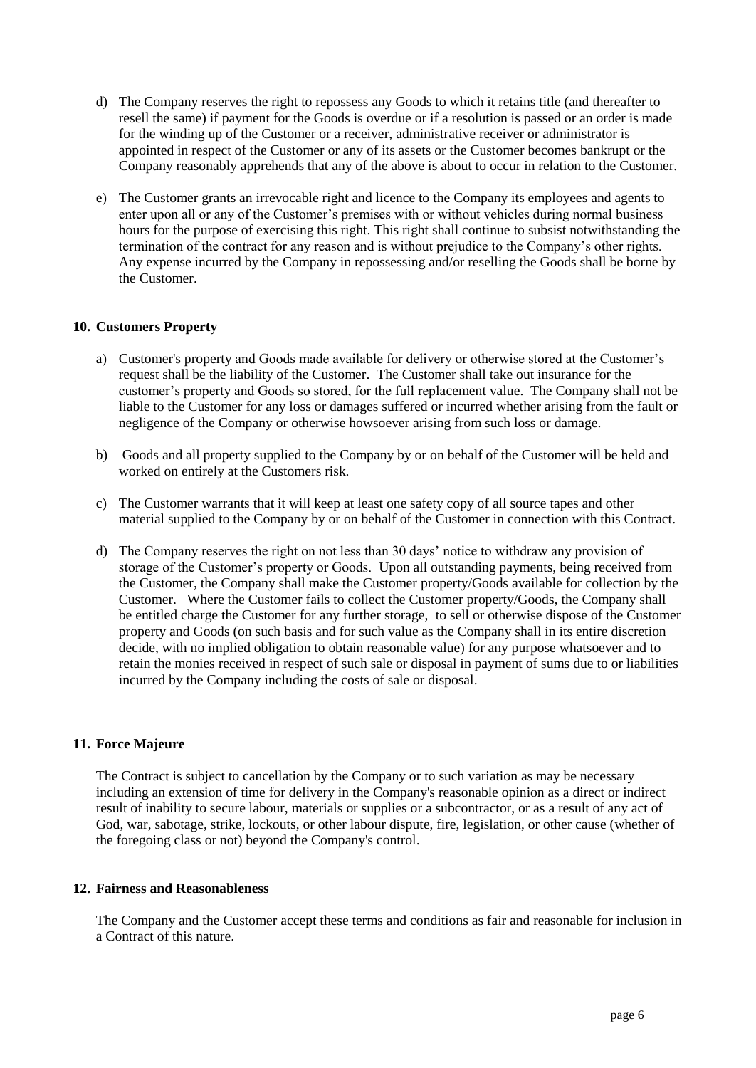d) The Company reserves the right to repossess any Goods to which it retains title (and thereafter to resell the same) if payment for the Goods is overdue or if a resolution is passed or an order is made for the winding up of the Customer or a receiver, administrative receiver or administrator is appointed in respect of the Customer or any of its assets or the Customer becomes bankrupt or the Company reasonably apprehends that any of the above is about to occur in relation to the Customer.

e) The Customer grants an irrevocable right and licence to the Company its employees and agents to enter upon all or any of the Customer's premises with or without vehicles during normal business hours for the purpose of exercising this right. This right shall continue to subsist notwithstanding the termination of the contract for any reason and is without prejudice to the Company's other rights. Any expense incurred by the Company in repossessing and/or reselling the Goods shall be borne by the Customer.

## 10. Customers Property

a) Customer's property and Goods made available for delivery or otherwise stored at the Customer's request shall be the liability of the Customer. The Customer shall take out insurance for the customer's property and Goods so stored, for the full replacement value. The Company shall not be liable to the Customer for any loss or damages suffered or incurred whether arising from the fault or negligence of the Company or otherwise howsoever arising from such loss or damage.

b) Goods and all property supplied to the Company by or on behalf of the Customer will be held and worked on entirely at the Customers risk.

c) The Customer warrants that it will keep at least one safety copy of all source tapes and other material supplied to the Company by or on behalf of the Customer in connection with this Contract.

d) The Company reserves the right on not less than 30 days' notice to withdraw any provision of storage of the Customer's property or Goods. Upon all outstanding payments, being received from the Customer, the Company shall make the Customer property/Goods available for collection by the Customer. Where the Customer fails to collect the Customer property/Goods, the Company shall be entitled charge the Customer for any further storage, to sell or otherwise dispose of the Customer property and Goods (on such basis and for such value as the Company shall in its entire discretion decide, with no implied obligation to obtain reasonable value) for any purpose whatsoever and to retain the monies received in respect of such sale or disposal in payment of sums due to or liabilities incurred by the Company including the costs of sale or disposal.

## 11. Force Majeure

The Contract is subject to cancellation by the Company or to such variation as may be necessary including an extension of time for delivery in the Company's reasonable opinion as a direct or indirect result of inability to secure labour, materials or supplies or a subcontractor, or as a result of any act of God, war, sabotage, strike, lockouts, or other labour dispute, fire, legislation, or other cause (whether of the foregoing class or not) beyond the Company's control.

## 12. Fairness and Reasonableness

The Company and the Customer accept these terms and conditions as fair and reasonable for inclusion in a Contract of this nature.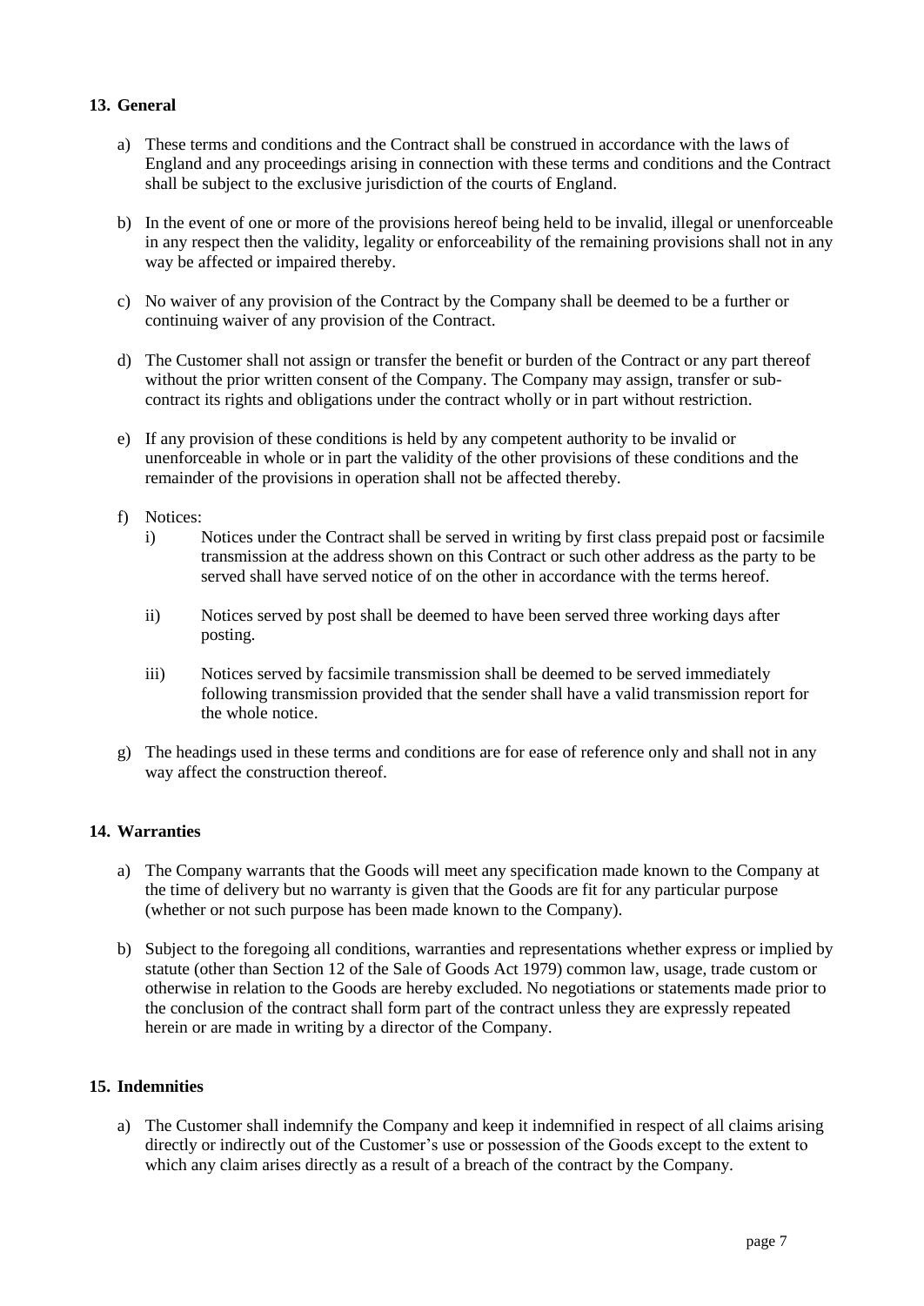## 13. General

a) These terms and conditions and the Contract shall be construed in accordance with the laws of England and any proceedings arising in connection with these terms and conditions and the Contract shall be subject to the exclusive jurisdiction of the courts of England.

b) In the event of one or more of the provisions hereof being held to be invalid, illegal or unenforceable in any respect then the validity, legality or enforceability of the remaining provisions shall not in any way be affected or impaired thereby.

c) No waiver of any provision of the Contract by the Company shall be deemed to be a further or continuing waiver of any provision of the Contract.

d) The Customer shall not assign or transfer the benefit or burden of the Contract or any part thereof without the prior written consent of the Company. The Company may assign, transfer or sub-contract its rights and obligations under the contract wholly or in part without restriction.

e) If any provision of these conditions is held by any competent authority to be invalid or unenforceable in whole or in part the validity of the other provisions of these conditions and the remainder of the provisions in operation shall not be affected thereby.

f) Notices:

   i) Notices under the Contract shall be served in writing by first class prepaid post or facsimile transmission at the address shown on this Contract or such other address as the party to be served shall have served notice of on the other in accordance with the terms hereof.

   ii) Notices served by post shall be deemed to have been served three working days after posting.

   iii) Notices served by facsimile transmission shall be deemed to be served immediately following transmission provided that the sender shall have a valid transmission report for the whole notice.

g) The headings used in these terms and conditions are for ease of reference only and shall not in any way affect the construction thereof.

## 14. Warranties

a) The Company warrants that the Goods will meet any specification made known to the Company at the time of delivery but no warranty is given that the Goods are fit for any particular purpose (whether or not such purpose has been made known to the Company).

b) Subject to the foregoing all conditions, warranties and representations whether express or implied by statute (other than Section 12 of the Sale of Goods Act 1979) common law, usage, trade custom or otherwise in relation to the Goods are hereby excluded. No negotiations or statements made prior to the conclusion of the contract shall form part of the contract unless they are expressly repeated herein or are made in writing by a director of the Company.

## 15. Indemnities

a) The Customer shall indemnify the Company and keep it indemnified in respect of all claims arising directly or indirectly out of the Customer's use or possession of the Goods except to the extent to which any claim arises directly as a result of a breach of the contract by the Company.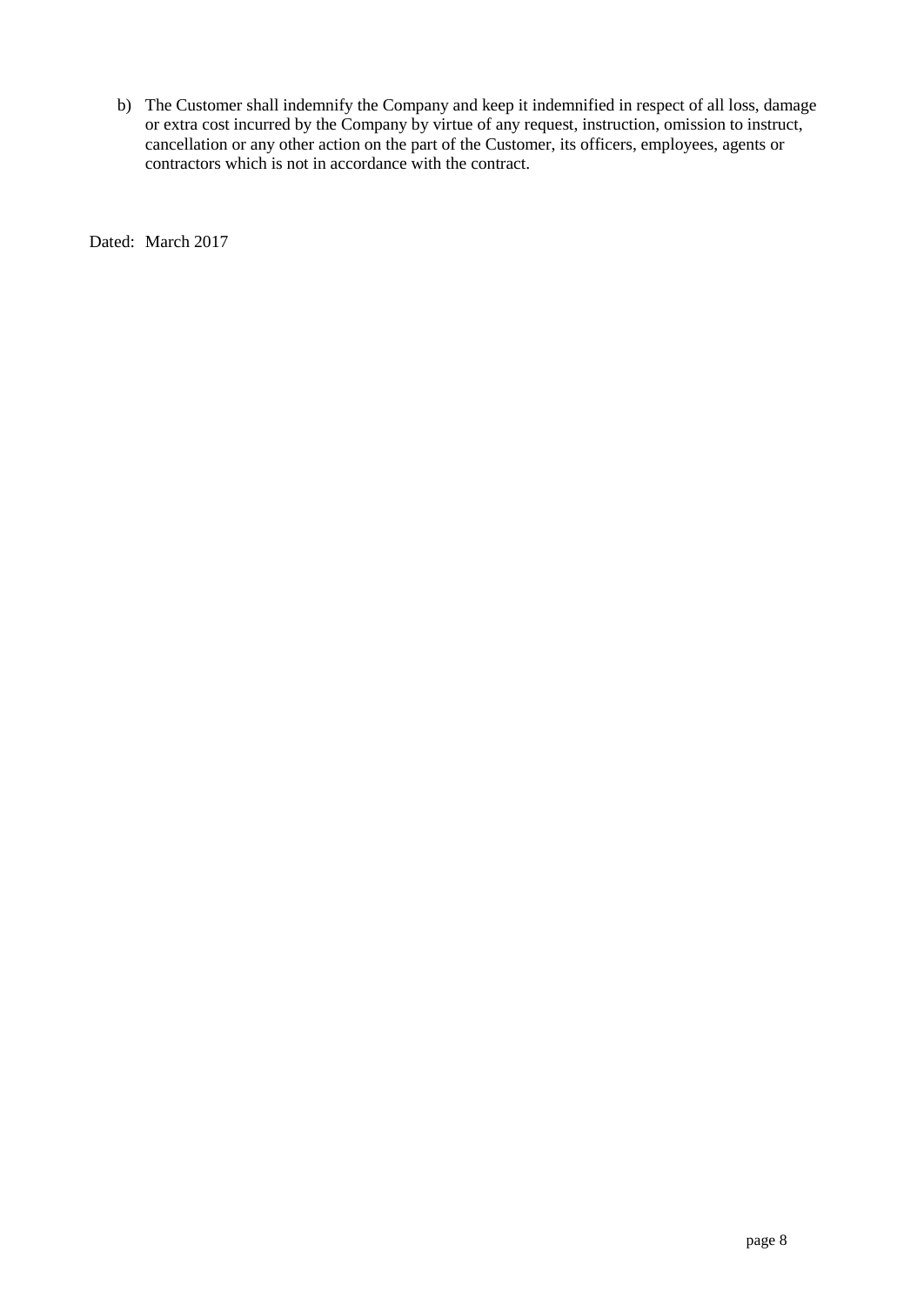b) The Customer shall indemnify the Company and keep it indemnified in respect of all loss, damage or extra cost incurred by the Company by virtue of any request, instruction, omission to instruct, cancellation or any other action on the part of the Customer, its officers, employees, agents or contractors which is not in accordance with the contract.

Dated: March 2017